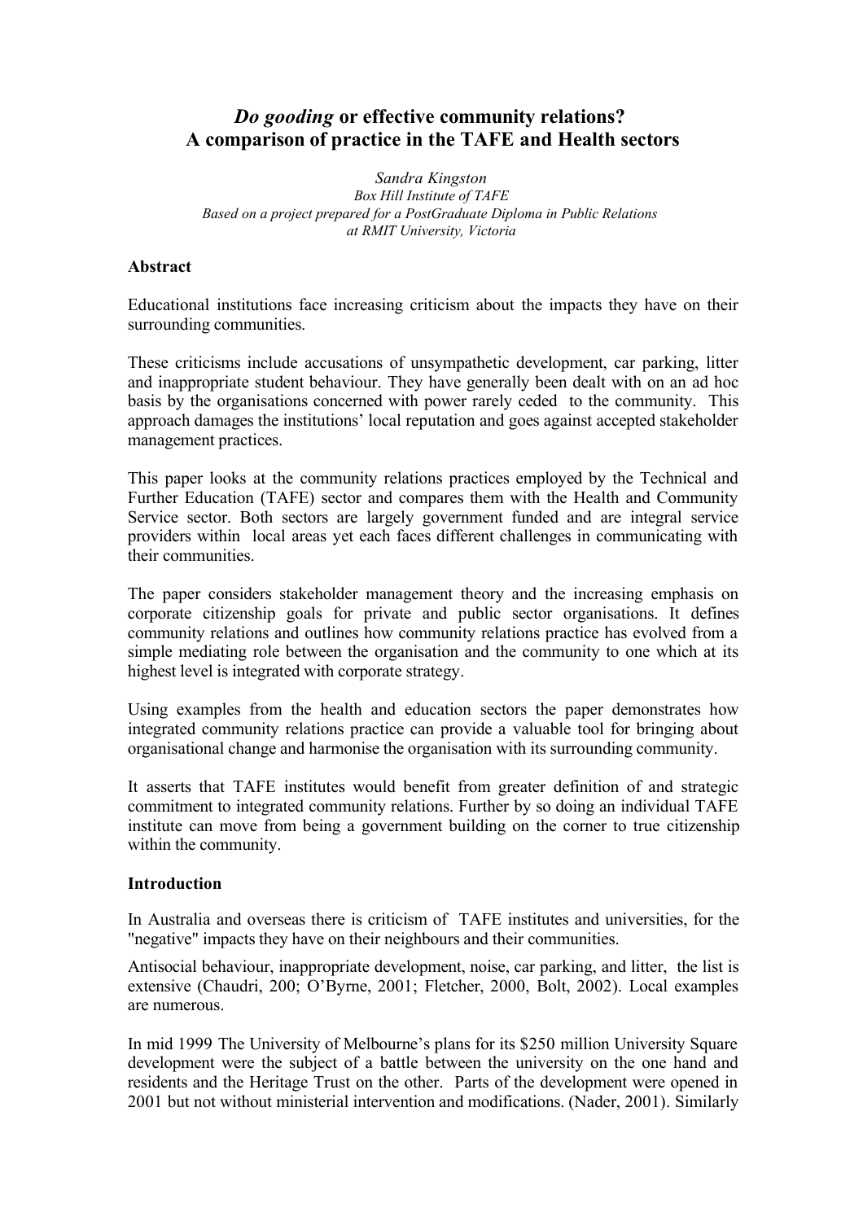# *Do gooding* or effective community relations? A comparison of practice in the TAFE and Health sectors

*Sandra Kingston*
*Box Hill Institute of TAFE*
*Based on a project prepared for a PostGraduate Diploma in Public Relations at RMIT University, Victoria*

**Abstract**

Educational institutions face increasing criticism about the impacts they have on their surrounding communities.

These criticisms include accusations of unsympathetic development, car parking, litter and inappropriate student behaviour. They have generally been dealt with on an ad hoc basis by the organisations concerned with power rarely ceded to the community. This approach damages the institutions' local reputation and goes against accepted stakeholder management practices.

This paper looks at the community relations practices employed by the Technical and Further Education (TAFE) sector and compares them with the Health and Community Service sector. Both sectors are largely government funded and are integral service providers within local areas yet each faces different challenges in communicating with their communities.

The paper considers stakeholder management theory and the increasing emphasis on corporate citizenship goals for private and public sector organisations. It defines community relations and outlines how community relations practice has evolved from a simple mediating role between the organisation and the community to one which at its highest level is integrated with corporate strategy.

Using examples from the health and education sectors the paper demonstrates how integrated community relations practice can provide a valuable tool for bringing about organisational change and harmonise the organisation with its surrounding community.

It asserts that TAFE institutes would benefit from greater definition of and strategic commitment to integrated community relations. Further by so doing an individual TAFE institute can move from being a government building on the corner to true citizenship within the community.

**Introduction**

In Australia and overseas there is criticism of TAFE institutes and universities, for the "negative" impacts they have on their neighbours and their communities.

Antisocial behaviour, inappropriate development, noise, car parking, and litter, the list is extensive (Chaudri, 200; O'Byrne, 2001; Fletcher, 2000, Bolt, 2002). Local examples are numerous.

In mid 1999 The University of Melbourne's plans for its $250 million University Square development were the subject of a battle between the university on the one hand and residents and the Heritage Trust on the other. Parts of the development were opened in 2001 but not without ministerial intervention and modifications. (Nader, 2001). Similarly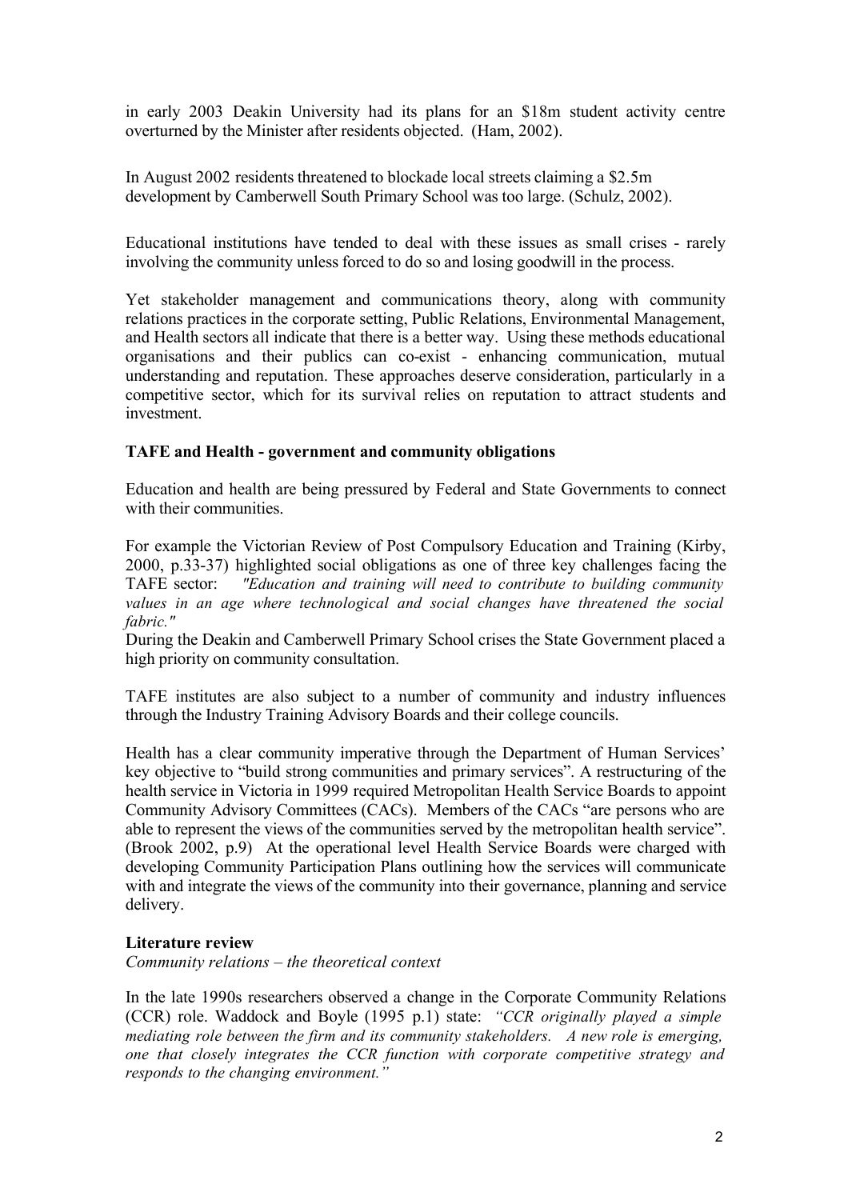in early 2003 Deakin University had its plans for an $18m student activity centre overturned by the Minister after residents objected. (Ham, 2002).

In August 2002 residents threatened to blockade local streets claiming a $2.5m development by Camberwell South Primary School was too large. (Schulz, 2002).

Educational institutions have tended to deal with these issues as small crises - rarely involving the community unless forced to do so and losing goodwill in the process.

Yet stakeholder management and communications theory, along with community relations practices in the corporate setting, Public Relations, Environmental Management, and Health sectors all indicate that there is a better way. Using these methods educational organisations and their publics can co-exist - enhancing communication, mutual understanding and reputation. These approaches deserve consideration, particularly in a competitive sector, which for its survival relies on reputation to attract students and investment.

**TAFE and Health - government and community obligations**

Education and health are being pressured by Federal and State Governments to connect with their communities.

For example the Victorian Review of Post Compulsory Education and Training (Kirby, 2000, p.33-37) highlighted social obligations as one of three key challenges facing the TAFE sector: *"Education and training will need to contribute to building community values in an age where technological and social changes have threatened the social fabric."*

During the Deakin and Camberwell Primary School crises the State Government placed a high priority on community consultation.

TAFE institutes are also subject to a number of community and industry influences through the Industry Training Advisory Boards and their college councils.

Health has a clear community imperative through the Department of Human Services' key objective to "build strong communities and primary services". A restructuring of the health service in Victoria in 1999 required Metropolitan Health Service Boards to appoint Community Advisory Committees (CACs). Members of the CACs "are persons who are able to represent the views of the communities served by the metropolitan health service". (Brook 2002, p.9) At the operational level Health Service Boards were charged with developing Community Participation Plans outlining how the services will communicate with and integrate the views of the community into their governance, planning and service delivery.

**Literature review**

*Community relations – the theoretical context*

In the late 1990s researchers observed a change in the Corporate Community Relations (CCR) role. Waddock and Boyle (1995 p.1) state: *"CCR originally played a simple mediating role between the firm and its community stakeholders. A new role is emerging, one that closely integrates the CCR function with corporate competitive strategy and responds to the changing environment."*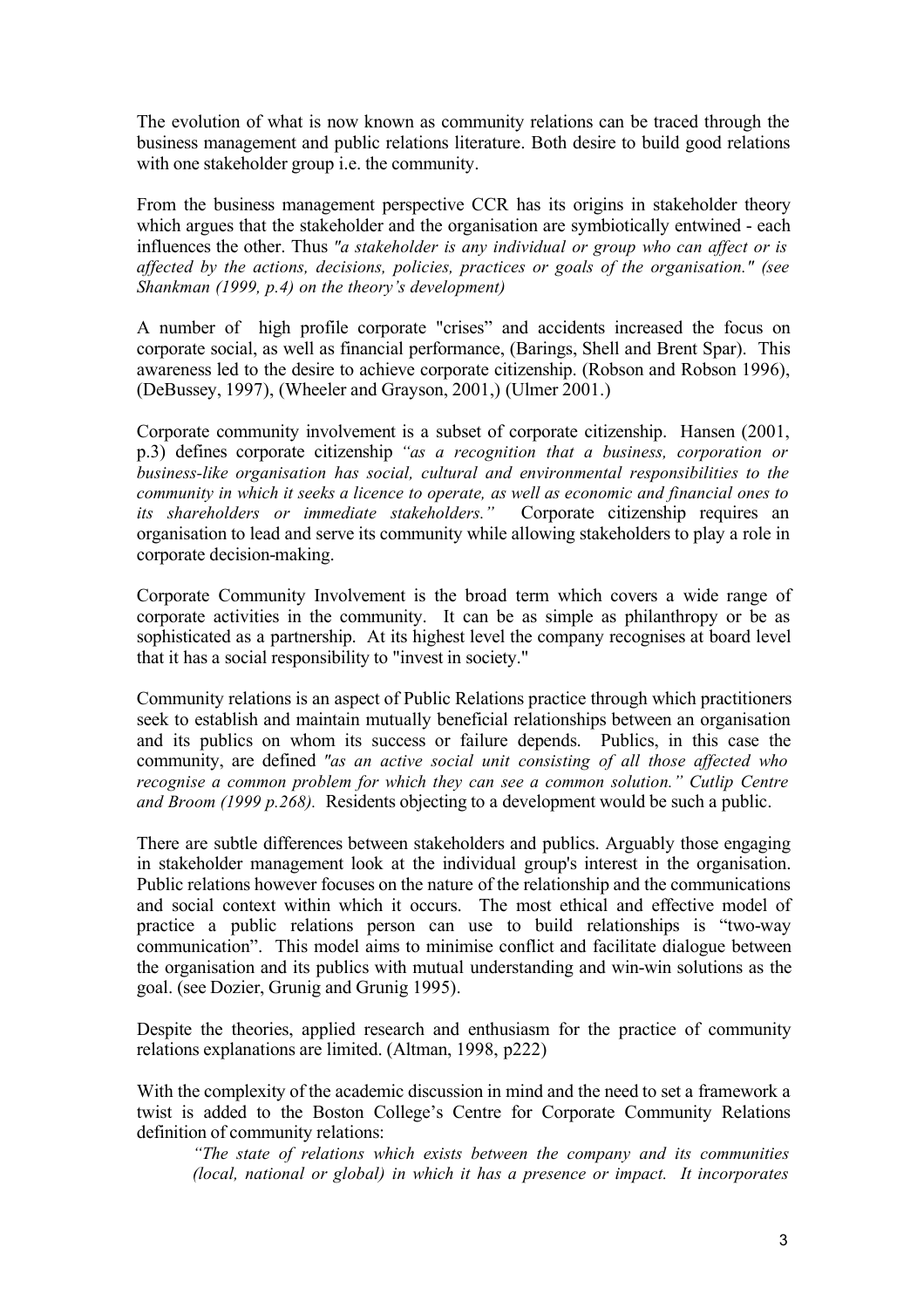The evolution of what is now known as community relations can be traced through the business management and public relations literature. Both desire to build good relations with one stakeholder group i.e. the community.

From the business management perspective CCR has its origins in stakeholder theory which argues that the stakeholder and the organisation are symbiotically entwined - each influences the other. Thus *"a stakeholder is any individual or group who can affect or is affected by the actions, decisions, policies, practices or goals of the organisation." (see Shankman (1999, p.4) on the theory's development)*

A number of high profile corporate "crises" and accidents increased the focus on corporate social, as well as financial performance, (Barings, Shell and Brent Spar). This awareness led to the desire to achieve corporate citizenship. (Robson and Robson 1996), (DeBussey, 1997), (Wheeler and Grayson, 2001,) (Ulmer 2001.)

Corporate community involvement is a subset of corporate citizenship. Hansen (2001, p.3) defines corporate citizenship *"as a recognition that a business, corporation or business-like organisation has social, cultural and environmental responsibilities to the community in which it seeks a licence to operate, as well as economic and financial ones to its shareholders or immediate stakeholders."* Corporate citizenship requires an organisation to lead and serve its community while allowing stakeholders to play a role in corporate decision-making.

Corporate Community Involvement is the broad term which covers a wide range of corporate activities in the community. It can be as simple as philanthropy or be as sophisticated as a partnership. At its highest level the company recognises at board level that it has a social responsibility to "invest in society."

Community relations is an aspect of Public Relations practice through which practitioners seek to establish and maintain mutually beneficial relationships between an organisation and its publics on whom its success or failure depends. Publics, in this case the community, are defined *"as an active social unit consisting of all those affected who recognise a common problem for which they can see a common solution." Cutlip Centre and Broom (1999 p.268).* Residents objecting to a development would be such a public.

There are subtle differences between stakeholders and publics. Arguably those engaging in stakeholder management look at the individual group's interest in the organisation. Public relations however focuses on the nature of the relationship and the communications and social context within which it occurs. The most ethical and effective model of practice a public relations person can use to build relationships is "two-way communication". This model aims to minimise conflict and facilitate dialogue between the organisation and its publics with mutual understanding and win-win solutions as the goal. (see Dozier, Grunig and Grunig 1995).

Despite the theories, applied research and enthusiasm for the practice of community relations explanations are limited. (Altman, 1998, p222)

With the complexity of the academic discussion in mind and the need to set a framework a twist is added to the Boston College's Centre for Corporate Community Relations definition of community relations:

> *"The state of relations which exists between the company and its communities (local, national or global) in which it has a presence or impact. It incorporates*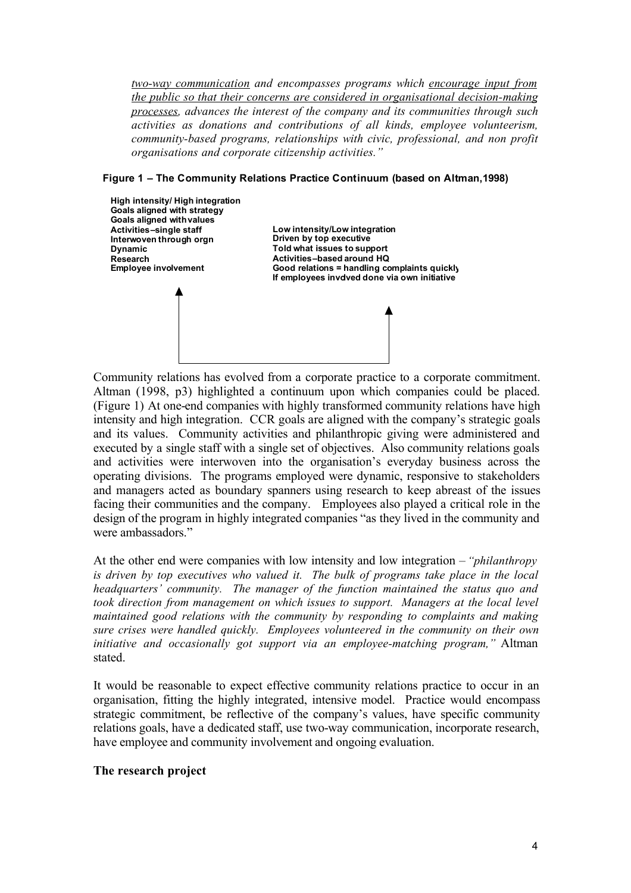*<u>two-way communication</u> and encompasses programs which <u>encourage input from the public so that their concerns are considered in organisational decision-making processes</u>, advances the interest of the company and its communities through such activities as donations and contributions of all kinds, employee volunteerism, community-based programs, relationships with civic, professional, and non profit organisations and corporate citizenship activities."*

**Figure 1 – The Community Relations Practice Continuum (based on Altman,1998)**

**High intensity/ High integration**
**Goals aligned with strategy**
**Goals aligned with values**
**Activities–single staff**
**Interwoven through orgn**
**Dynamic**
**Research**
**Employee involvement**

**Low intensity/Low integration**
**Driven by top executive**
**Told what issues to support**
**Activities–based around HQ**
**Good relations = handling complaints quickly**
**If employees invdved done via own initiative**

Community relations has evolved from a corporate practice to a corporate commitment. Altman (1998, p3) highlighted a continuum upon which companies could be placed. (Figure 1) At one-end companies with highly transformed community relations have high intensity and high integration. CCR goals are aligned with the company's strategic goals and its values. Community activities and philanthropic giving were administered and executed by a single staff with a single set of objectives. Also community relations goals and activities were interwoven into the organisation's everyday business across the operating divisions. The programs employed were dynamic, responsive to stakeholders and managers acted as boundary spanners using research to keep abreast of the issues facing their communities and the company. Employees also played a critical role in the design of the program in highly integrated companies "as they lived in the community and were ambassadors."

At the other end were companies with low intensity and low integration – *"philanthropy is driven by top executives who valued it. The bulk of programs take place in the local headquarters' community. The manager of the function maintained the status quo and took direction from management on which issues to support. Managers at the local level maintained good relations with the community by responding to complaints and making sure crises were handled quickly. Employees volunteered in the community on their own initiative and occasionally got support via an employee-matching program,"* Altman stated.

It would be reasonable to expect effective community relations practice to occur in an organisation, fitting the highly integrated, intensive model. Practice would encompass strategic commitment, be reflective of the company's values, have specific community relations goals, have a dedicated staff, use two-way communication, incorporate research, have employee and community involvement and ongoing evaluation.

## The research project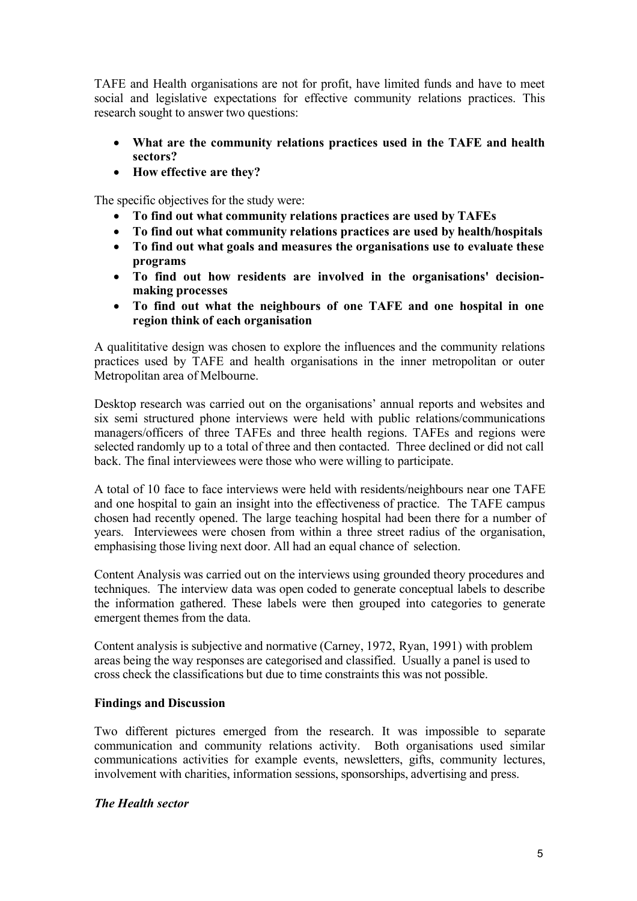TAFE and Health organisations are not for profit, have limited funds and have to meet social and legislative expectations for effective community relations practices. This research sought to answer two questions:

- **What are the community relations practices used in the TAFE and health sectors?**
- **How effective are they?**

The specific objectives for the study were:

- **To find out what community relations practices are used by TAFEs**
- **To find out what community relations practices are used by health/hospitals**
- **To find out what goals and measures the organisations use to evaluate these programs**
- **To find out how residents are involved in the organisations' decision-making processes**
- **To find out what the neighbours of one TAFE and one hospital in one region think of each organisation**

A qualititative design was chosen to explore the influences and the community relations practices used by TAFE and health organisations in the inner metropolitan or outer Metropolitan area of Melbourne.

Desktop research was carried out on the organisations' annual reports and websites and six semi structured phone interviews were held with public relations/communications managers/officers of three TAFEs and three health regions. TAFEs and regions were selected randomly up to a total of three and then contacted. Three declined or did not call back. The final interviewees were those who were willing to participate.

A total of 10 face to face interviews were held with residents/neighbours near one TAFE and one hospital to gain an insight into the effectiveness of practice. The TAFE campus chosen had recently opened. The large teaching hospital had been there for a number of years. Interviewees were chosen from within a three street radius of the organisation, emphasising those living next door. All had an equal chance of selection.

Content Analysis was carried out on the interviews using grounded theory procedures and techniques. The interview data was open coded to generate conceptual labels to describe the information gathered. These labels were then grouped into categories to generate emergent themes from the data.

Content analysis is subjective and normative (Carney, 1972, Ryan, 1991) with problem areas being the way responses are categorised and classified. Usually a panel is used to cross check the classifications but due to time constraints this was not possible.

## Findings and Discussion

Two different pictures emerged from the research. It was impossible to separate communication and community relations activity. Both organisations used similar communications activities for example events, newsletters, gifts, community lectures, involvement with charities, information sessions, sponsorships, advertising and press.

### *The Health sector*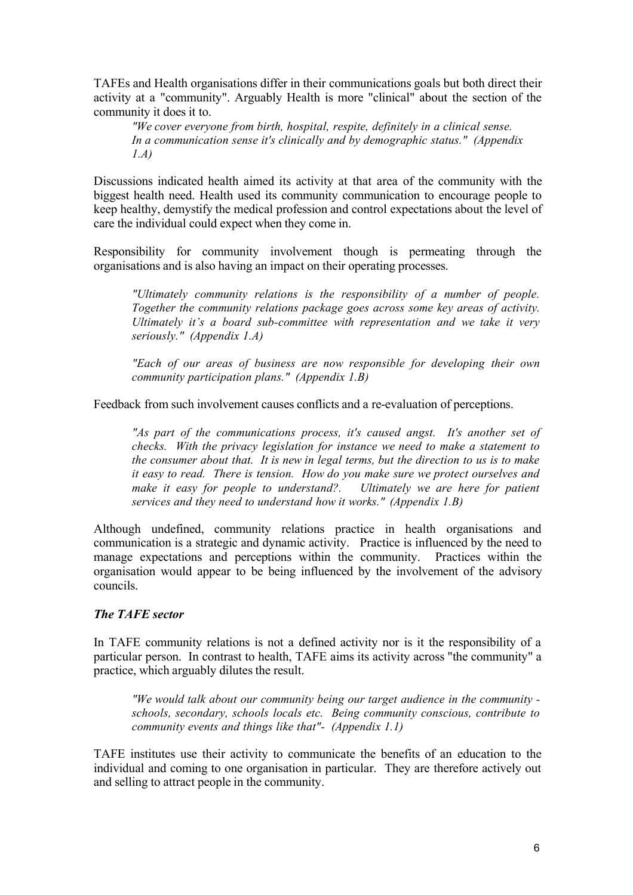TAFEs and Health organisations differ in their communications goals but both direct their activity at a "community". Arguably Health is more "clinical" about the section of the community it does it to.

> *"We cover everyone from birth, hospital, respite, definitely in a clinical sense. In a communication sense it's clinically and by demographic status." (Appendix 1.A)*

Discussions indicated health aimed its activity at that area of the community with the biggest health need. Health used its community communication to encourage people to keep healthy, demystify the medical profession and control expectations about the level of care the individual could expect when they come in.

Responsibility for community involvement though is permeating through the organisations and is also having an impact on their operating processes.

> *"Ultimately community relations is the responsibility of a number of people. Together the community relations package goes across some key areas of activity. Ultimately it's a board sub-committee with representation and we take it very seriously." (Appendix 1.A)*

> *"Each of our areas of business are now responsible for developing their own community participation plans." (Appendix 1.B)*

Feedback from such involvement causes conflicts and a re-evaluation of perceptions.

> *"As part of the communications process, it's caused angst. It's another set of checks. With the privacy legislation for instance we need to make a statement to the consumer about that. It is new in legal terms, but the direction to us is to make it easy to read. There is tension. How do you make sure we protect ourselves and make it easy for people to understand?. Ultimately we are here for patient services and they need to understand how it works." (Appendix 1.B)*

Although undefined, community relations practice in health organisations and communication is a strategic and dynamic activity. Practice is influenced by the need to manage expectations and perceptions within the community. Practices within the organisation would appear to be being influenced by the involvement of the advisory councils.

### *The TAFE sector*

In TAFE community relations is not a defined activity nor is it the responsibility of a particular person. In contrast to health, TAFE aims its activity across "the community" a practice, which arguably dilutes the result.

> *"We would talk about our community being our target audience in the community - schools, secondary, schools locals etc. Being community conscious, contribute to community events and things like that"- (Appendix 1.1)*

TAFE institutes use their activity to communicate the benefits of an education to the individual and coming to one organisation in particular. They are therefore actively out and selling to attract people in the community.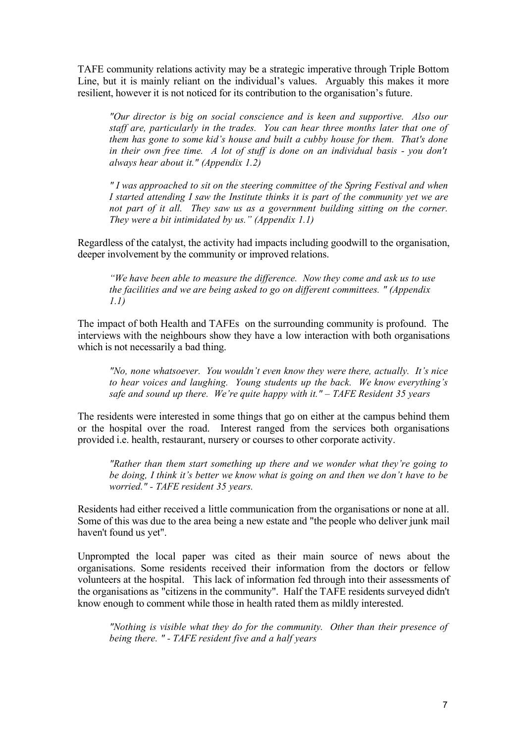TAFE community relations activity may be a strategic imperative through Triple Bottom Line, but it is mainly reliant on the individual's values. Arguably this makes it more resilient, however it is not noticed for its contribution to the organisation's future.

> *"Our director is big on social conscience and is keen and supportive. Also our staff are, particularly in the trades. You can hear three months later that one of them has gone to some kid's house and built a cubby house for them. That's done in their own free time. A lot of stuff is done on an individual basis - you don't always hear about it." (Appendix 1.2)*

> *" I was approached to sit on the steering committee of the Spring Festival and when I started attending I saw the Institute thinks it is part of the community yet we are not part of it all. They saw us as a government building sitting on the corner. They were a bit intimidated by us." (Appendix 1.1)*

Regardless of the catalyst, the activity had impacts including goodwill to the organisation, deeper involvement by the community or improved relations.

> *"We have been able to measure the difference. Now they come and ask us to use the facilities and we are being asked to go on different committees. " (Appendix 1.1)*

The impact of both Health and TAFEs on the surrounding community is profound. The interviews with the neighbours show they have a low interaction with both organisations which is not necessarily a bad thing.

> *"No, none whatsoever. You wouldn't even know they were there, actually. It's nice to hear voices and laughing. Young students up the back. We know everything's safe and sound up there. We're quite happy with it." – TAFE Resident 35 years*

The residents were interested in some things that go on either at the campus behind them or the hospital over the road. Interest ranged from the services both organisations provided i.e. health, restaurant, nursery or courses to other corporate activity.

> *"Rather than them start something up there and we wonder what they're going to be doing, I think it's better we know what is going on and then we don't have to be worried." - TAFE resident 35 years.*

Residents had either received a little communication from the organisations or none at all. Some of this was due to the area being a new estate and "the people who deliver junk mail haven't found us yet".

Unprompted the local paper was cited as their main source of news about the organisations. Some residents received their information from the doctors or fellow volunteers at the hospital. This lack of information fed through into their assessments of the organisations as "citizens in the community". Half the TAFE residents surveyed didn't know enough to comment while those in health rated them as mildly interested.

> *"Nothing is visible what they do for the community. Other than their presence of being there. " - TAFE resident five and a half years*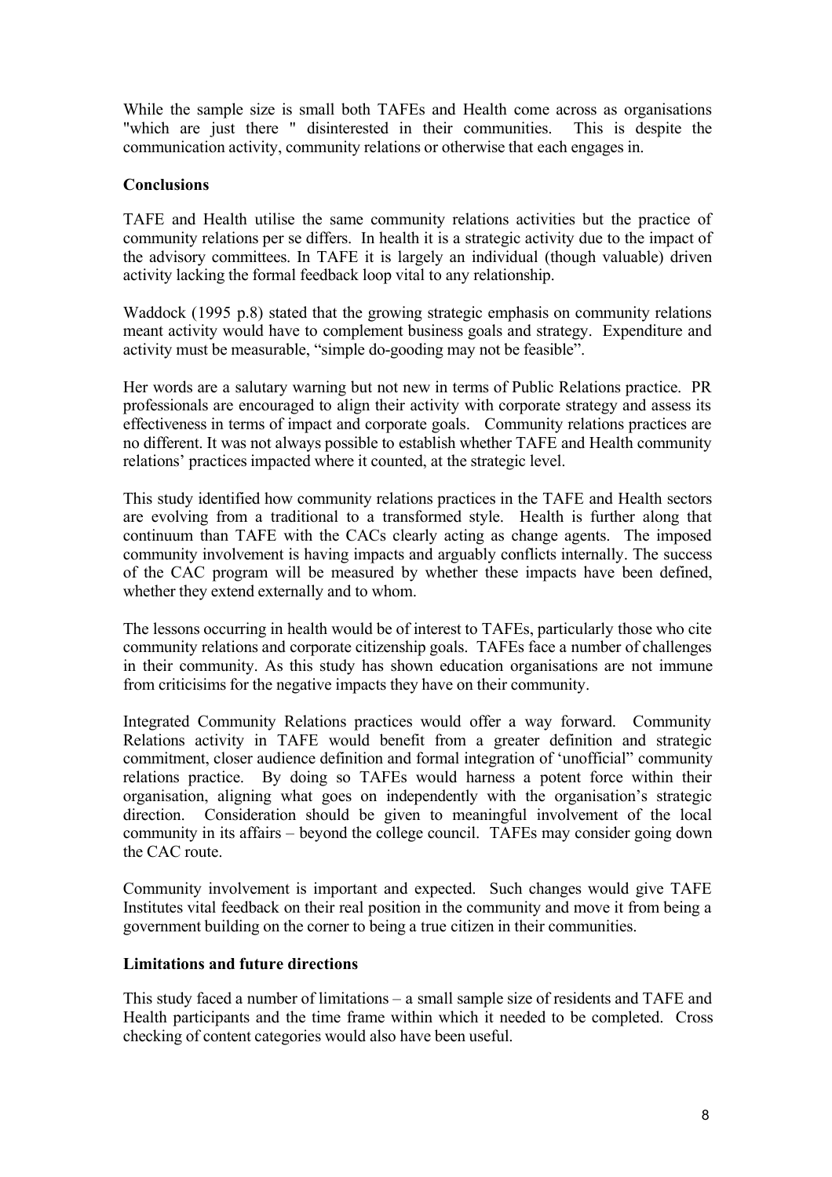While the sample size is small both TAFEs and Health come across as organisations "which are just there " disinterested in their communities. This is despite the communication activity, community relations or otherwise that each engages in.

## Conclusions

TAFE and Health utilise the same community relations activities but the practice of community relations per se differs. In health it is a strategic activity due to the impact of the advisory committees. In TAFE it is largely an individual (though valuable) driven activity lacking the formal feedback loop vital to any relationship.

Waddock (1995 p.8) stated that the growing strategic emphasis on community relations meant activity would have to complement business goals and strategy. Expenditure and activity must be measurable, "simple do-gooding may not be feasible".

Her words are a salutary warning but not new in terms of Public Relations practice. PR professionals are encouraged to align their activity with corporate strategy and assess its effectiveness in terms of impact and corporate goals. Community relations practices are no different. It was not always possible to establish whether TAFE and Health community relations' practices impacted where it counted, at the strategic level.

This study identified how community relations practices in the TAFE and Health sectors are evolving from a traditional to a transformed style. Health is further along that continuum than TAFE with the CACs clearly acting as change agents. The imposed community involvement is having impacts and arguably conflicts internally. The success of the CAC program will be measured by whether these impacts have been defined, whether they extend externally and to whom.

The lessons occurring in health would be of interest to TAFEs, particularly those who cite community relations and corporate citizenship goals. TAFEs face a number of challenges in their community. As this study has shown education organisations are not immune from criticisims for the negative impacts they have on their community.

Integrated Community Relations practices would offer a way forward. Community Relations activity in TAFE would benefit from a greater definition and strategic commitment, closer audience definition and formal integration of 'unofficial" community relations practice. By doing so TAFEs would harness a potent force within their organisation, aligning what goes on independently with the organisation's strategic direction. Consideration should be given to meaningful involvement of the local community in its affairs – beyond the college council. TAFEs may consider going down the CAC route.

Community involvement is important and expected. Such changes would give TAFE Institutes vital feedback on their real position in the community and move it from being a government building on the corner to being a true citizen in their communities.

## Limitations and future directions

This study faced a number of limitations – a small sample size of residents and TAFE and Health participants and the time frame within which it needed to be completed. Cross checking of content categories would also have been useful.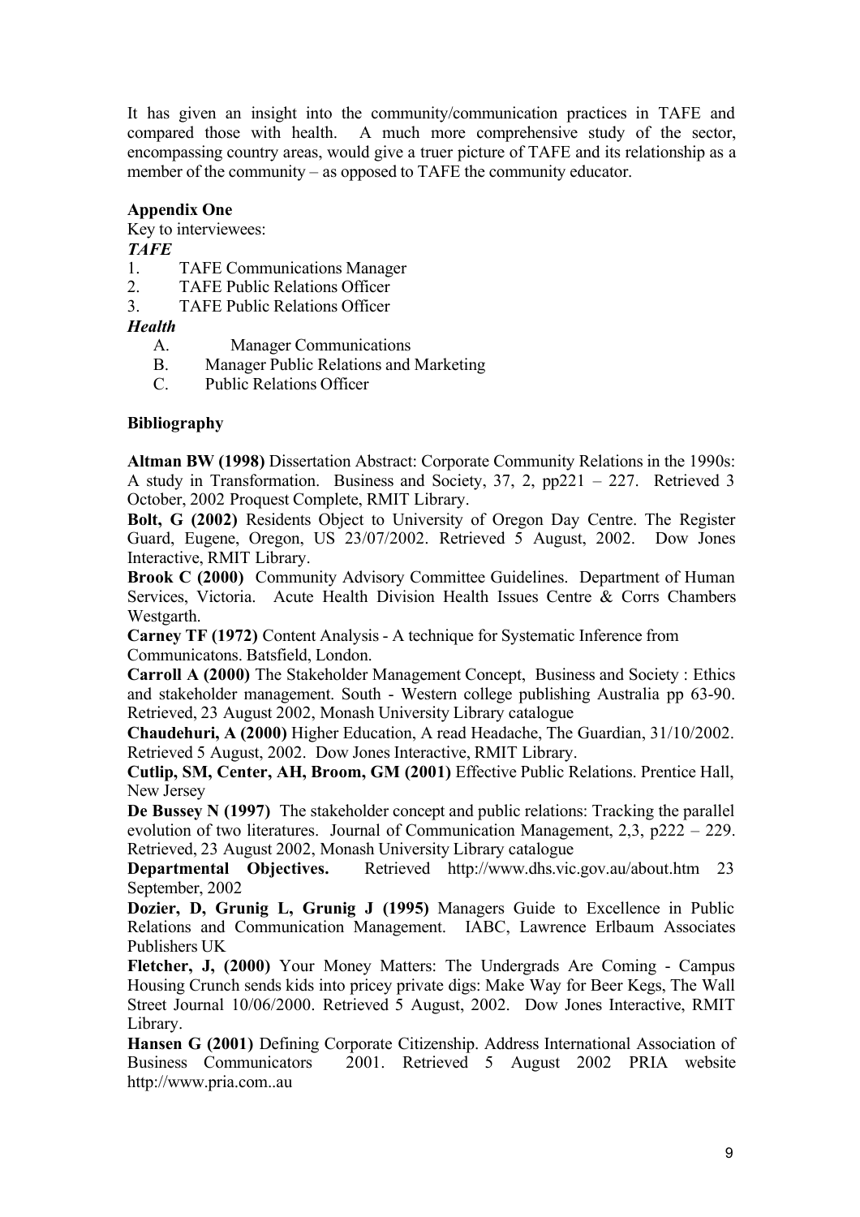It has given an insight into the community/communication practices in TAFE and compared those with health. A much more comprehensive study of the sector, encompassing country areas, would give a truer picture of TAFE and its relationship as a member of the community – as opposed to TAFE the community educator.

**Appendix One**

Key to interviewees:

***TAFE***

1. TAFE Communications Manager
2. TAFE Public Relations Officer
3. TAFE Public Relations Officer

***Health***

A. Manager Communications
B. Manager Public Relations and Marketing
C. Public Relations Officer

**Bibliography**

**Altman BW (1998)** Dissertation Abstract: Corporate Community Relations in the 1990s: A study in Transformation. Business and Society, 37, 2, pp221 – 227. Retrieved 3 October, 2002 Proquest Complete, RMIT Library.

**Bolt, G (2002)** Residents Object to University of Oregon Day Centre. The Register Guard, Eugene, Oregon, US 23/07/2002. Retrieved 5 August, 2002. Dow Jones Interactive, RMIT Library.

**Brook C (2000)** Community Advisory Committee Guidelines. Department of Human Services, Victoria. Acute Health Division Health Issues Centre & Corrs Chambers Westgarth.

**Carney TF (1972)** Content Analysis - A technique for Systematic Inference from Communicatons. Batsfield, London.

**Carroll A (2000)** The Stakeholder Management Concept, Business and Society : Ethics and stakeholder management. South - Western college publishing Australia pp 63-90. Retrieved, 23 August 2002, Monash University Library catalogue

**Chaudehuri, A (2000)** Higher Education, A read Headache, The Guardian, 31/10/2002. Retrieved 5 August, 2002. Dow Jones Interactive, RMIT Library.

**Cutlip, SM, Center, AH, Broom, GM (2001)** Effective Public Relations. Prentice Hall, New Jersey

**De Bussey N (1997)** The stakeholder concept and public relations: Tracking the parallel evolution of two literatures. Journal of Communication Management, 2,3, p222 – 229. Retrieved, 23 August 2002, Monash University Library catalogue

**Departmental Objectives.** Retrieved http://www.dhs.vic.gov.au/about.htm 23 September, 2002

**Dozier, D, Grunig L, Grunig J (1995)** Managers Guide to Excellence in Public Relations and Communication Management. IABC, Lawrence Erlbaum Associates Publishers UK

**Fletcher, J, (2000)** Your Money Matters: The Undergrads Are Coming - Campus Housing Crunch sends kids into pricey private digs: Make Way for Beer Kegs, The Wall Street Journal 10/06/2000. Retrieved 5 August, 2002. Dow Jones Interactive, RMIT Library.

**Hansen G (2001)** Defining Corporate Citizenship. Address International Association of Business Communicators 2001. Retrieved 5 August 2002 PRIA website http://www.pria.com..au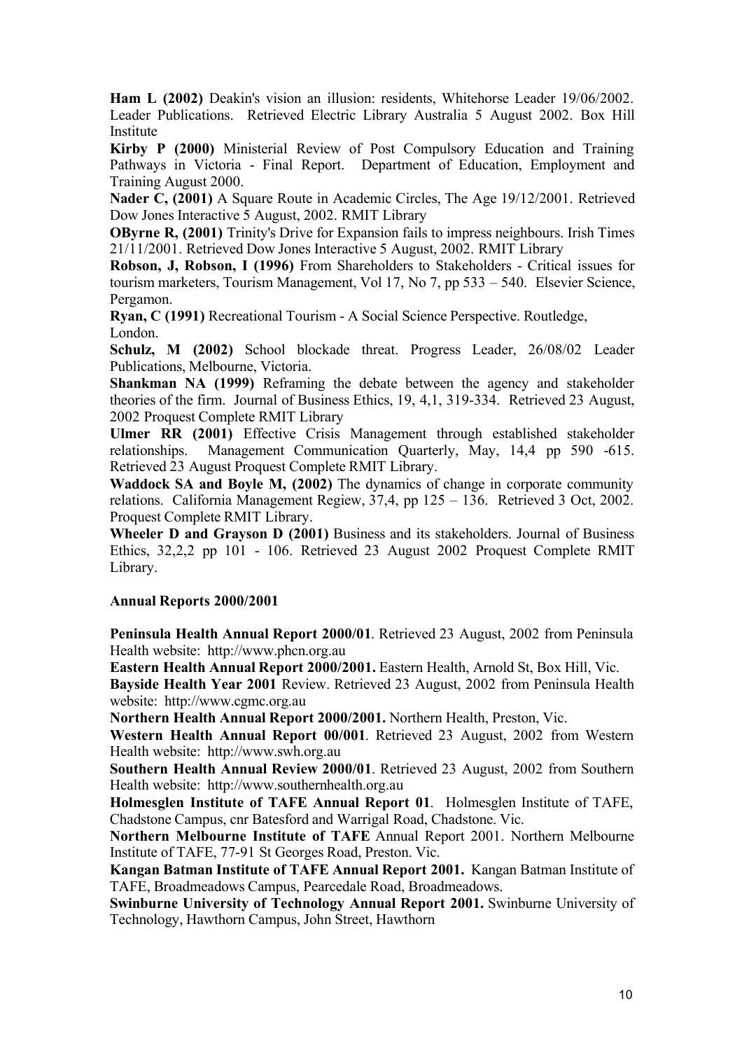**Ham L (2002)** Deakin's vision an illusion: residents, Whitehorse Leader 19/06/2002. Leader Publications. Retrieved Electric Library Australia 5 August 2002. Box Hill Institute

**Kirby P (2000)** Ministerial Review of Post Compulsory Education and Training Pathways in Victoria - Final Report. Department of Education, Employment and Training August 2000.

**Nader C, (2001)** A Square Route in Academic Circles, The Age 19/12/2001. Retrieved Dow Jones Interactive 5 August, 2002. RMIT Library

**OByrne R, (2001)** Trinity's Drive for Expansion fails to impress neighbours. Irish Times 21/11/2001. Retrieved Dow Jones Interactive 5 August, 2002. RMIT Library

**Robson, J, Robson, I (1996)** From Shareholders to Stakeholders - Critical issues for tourism marketers, Tourism Management, Vol 17, No 7, pp 533 – 540. Elsevier Science, Pergamon.

**Ryan, C (1991)** Recreational Tourism - A Social Science Perspective. Routledge, London.

**Schulz, M (2002)** School blockade threat. Progress Leader, 26/08/02 Leader Publications, Melbourne, Victoria.

**Shankman NA (1999)** Reframing the debate between the agency and stakeholder theories of the firm. Journal of Business Ethics, 19, 4,1, 319-334. Retrieved 23 August, 2002 Proquest Complete RMIT Library

**Ulmer RR (2001)** Effective Crisis Management through established stakeholder relationships. Management Communication Quarterly, May, 14,4 pp 590 -615. Retrieved 23 August Proquest Complete RMIT Library.

**Waddock SA and Boyle M, (2002)** The dynamics of change in corporate community relations. California Management Regiew, 37,4, pp 125 – 136. Retrieved 3 Oct, 2002. Proquest Complete RMIT Library.

**Wheeler D and Grayson D (2001)** Business and its stakeholders. Journal of Business Ethics, 32,2,2 pp 101 - 106. Retrieved 23 August 2002 Proquest Complete RMIT Library.

**Annual Reports 2000/2001**

**Peninsula Health Annual Report 2000/01**. Retrieved 23 August, 2002 from Peninsula Health website: http://www.phcn.org.au

**Eastern Health Annual Report 2000/2001.** Eastern Health, Arnold St, Box Hill, Vic.

**Bayside Health Year 2001** Review. Retrieved 23 August, 2002 from Peninsula Health website: http://www.cgmc.org.au

**Northern Health Annual Report 2000/2001.** Northern Health, Preston, Vic.

**Western Health Annual Report 00/001**. Retrieved 23 August, 2002 from Western Health website: http://www.swh.org.au

**Southern Health Annual Review 2000/01**. Retrieved 23 August, 2002 from Southern Health website: http://www.southernhealth.org.au

**Holmesglen Institute of TAFE Annual Report 01**. Holmesglen Institute of TAFE, Chadstone Campus, cnr Batesford and Warrigal Road, Chadstone. Vic.

**Northern Melbourne Institute of TAFE** Annual Report 2001. Northern Melbourne Institute of TAFE, 77-91 St Georges Road, Preston. Vic.

**Kangan Batman Institute of TAFE Annual Report 2001.** Kangan Batman Institute of TAFE, Broadmeadows Campus, Pearcedale Road, Broadmeadows.

**Swinburne University of Technology Annual Report 2001.** Swinburne University of Technology, Hawthorn Campus, John Street, Hawthorn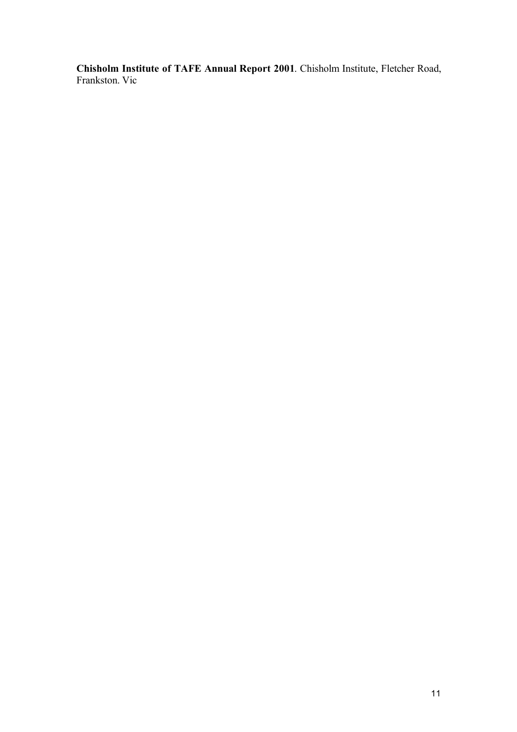**Chisholm Institute of TAFE Annual Report 2001**. Chisholm Institute, Fletcher Road, Frankston. Vic